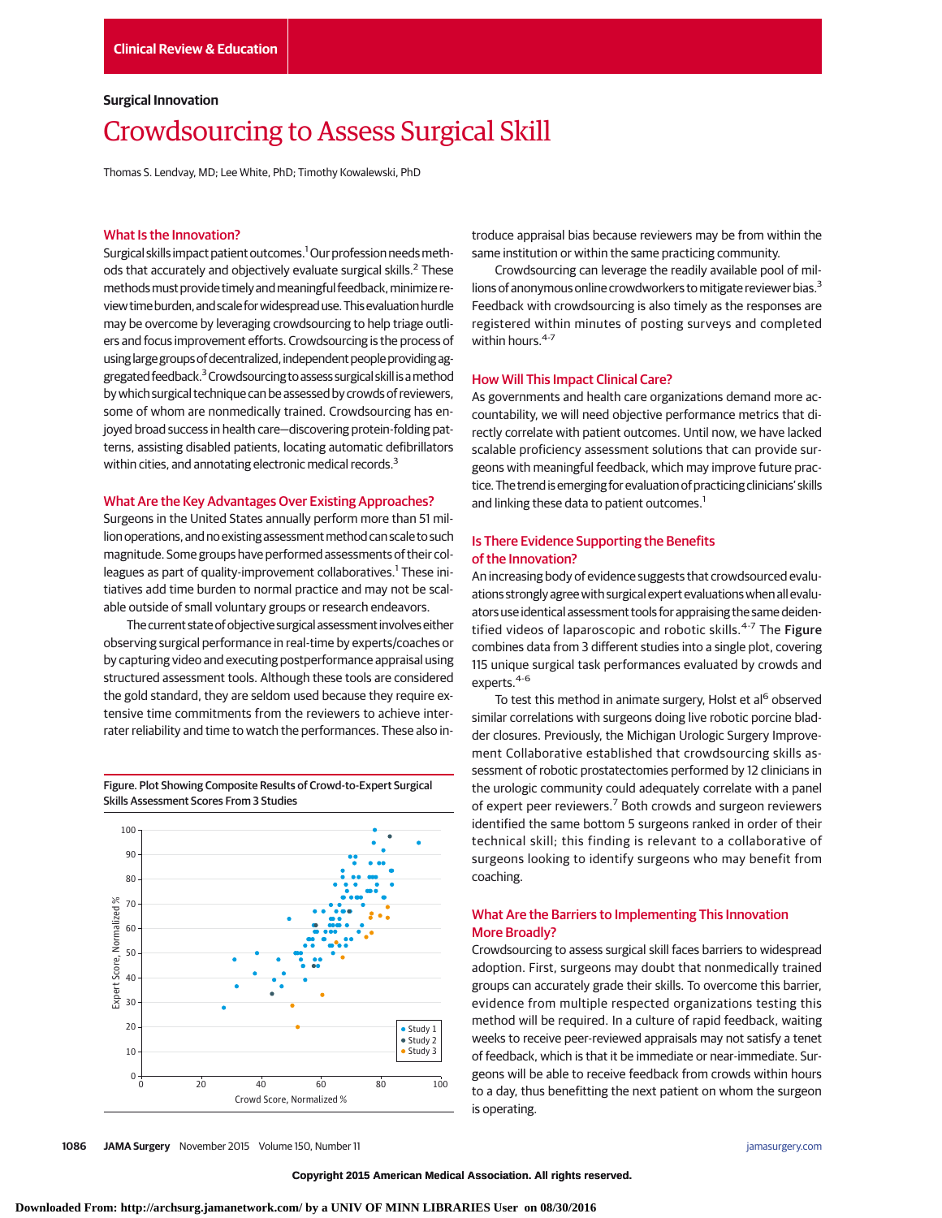Clinical Review & Education

**Surgical Innovation**

# Crowdsourcing to Assess Surgical Skill

Thomas S. Lendvay, MD; Lee White, PhD; Timothy Kowalewski, PhD

## What Is the Innovation?

Surgical skills impact patient outcomes.[1] Our profession needs methods that accurately and objectively evaluate surgical skills.[2] These methods must provide timely and meaningful feedback, minimize review time burden, and scale for widespread use. This evaluation hurdle may be overcome by leveraging crowdsourcing to help triage outliers and focus improvement efforts. Crowdsourcing is the process of using large groups of decentralized, independent people providing aggregated feedback.[3] Crowdsourcing to assess surgical skill is a method by which surgical technique can be assessed by crowds of reviewers, some of whom are nonmedically trained. Crowdsourcing has enjoyed broad success in health care—discovering protein-folding patterns, assisting disabled patients, locating automatic defibrillators within cities, and annotating electronic medical records.[3]

## What Are the Key Advantages Over Existing Approaches?

Surgeons in the United States annually perform more than 51 million operations, and no existing assessment method can scale to such magnitude. Some groups have performed assessments of their colleagues as part of quality-improvement collaboratives.[1] These initiatives add time burden to normal practice and may not be scalable outside of small voluntary groups or research endeavors.

The current state of objective surgical assessment involves either observing surgical performance in real-time by experts/coaches or by capturing video and executing postperformance appraisal using structured assessment tools. Although these tools are considered the gold standard, they are seldom used because they require extensive time commitments from the reviewers to achieve interrater reliability and time to watch the performances. These also introduce appraisal bias because reviewers may be from within the same institution or within the same practicing community.

Crowdsourcing can leverage the readily available pool of millions of anonymous online crowdworkers to mitigate reviewer bias.[3] Feedback with crowdsourcing is also timely as the responses are registered within minutes of posting surveys and completed within hours.[4-7]

Figure. Plot Showing Composite Results of Crowd-to-Expert Surgical Skills Assessment Scores From 3 Studies

## How Will This Impact Clinical Care?

As governments and health care organizations demand more accountability, we will need objective performance metrics that directly correlate with patient outcomes. Until now, we have lacked scalable proficiency assessment solutions that can provide surgeons with meaningful feedback, which may improve future practice. The trend is emerging for evaluation of practicing clinicians' skills and linking these data to patient outcomes.[1]

## Is There Evidence Supporting the Benefits of the Innovation?

An increasing body of evidence suggests that crowdsourced evaluations strongly agree with surgical expert evaluations when all evaluators use identical assessment tools for appraising the same deidentified videos of laparoscopic and robotic skills.[4-7] The **Figure** combines data from 3 different studies into a single plot, covering 115 unique surgical task performances evaluated by crowds and experts.[4-6]

To test this method in animate surgery, Holst et al[6] observed similar correlations with surgeons doing live robotic porcine bladder closures. Previously, the Michigan Urologic Surgery Improvement Collaborative established that crowdsourcing skills assessment of robotic prostatectomies performed by 12 clinicians in the urologic community could adequately correlate with a panel of expert peer reviewers.[7] Both crowds and surgeon reviewers identified the same bottom 5 surgeons ranked in order of their technical skill; this finding is relevant to a collaborative of surgeons looking to identify surgeons who may benefit from coaching.

## What Are the Barriers to Implementing This Innovation More Broadly?

Crowdsourcing to assess surgical skill faces barriers to widespread adoption. First, surgeons may doubt that nonmedically trained groups can accurately grade their skills. To overcome this barrier, evidence from multiple respected organizations testing this method will be required. In a culture of rapid feedback, waiting weeks to receive peer-reviewed appraisals may not satisfy a tenet of feedback, which is that it be immediate or near-immediate. Surgeons will be able to receive feedback from crowds within hours to a day, thus benefitting the next patient on whom the surgeon is operating.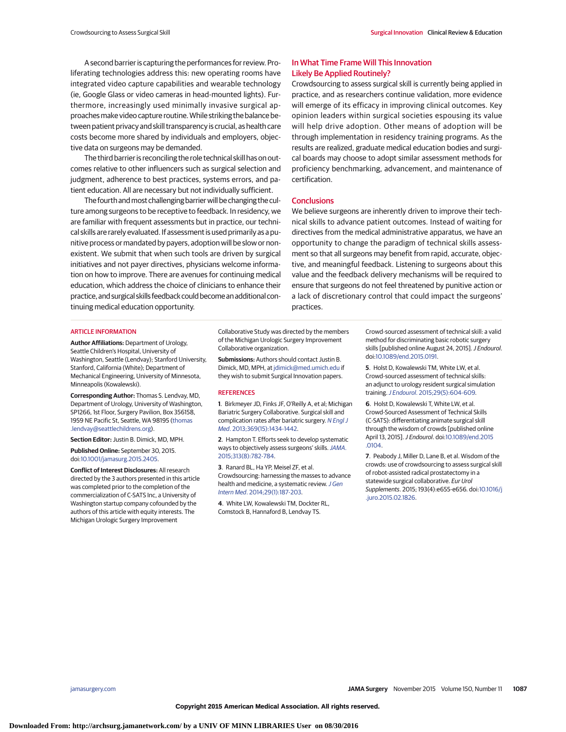A second barrier is capturing the performances for review. Proliferating technologies address this: new operating rooms have integrated video capture capabilities and wearable technology (ie, Google Glass or video cameras in head-mounted lights). Furthermore, increasingly used minimally invasive surgical approaches make video capture routine. While striking the balance between patient privacy and skill transparency is crucial, as health care costs become more shared by individuals and employers, objective data on surgeons may be demanded.

The third barrier is reconciling the role technical skill has on outcomes relative to other influencers such as surgical selection and judgment, adherence to best practices, systems errors, and patient education. All are necessary but not individually sufficient.

The fourth and most challenging barrier will be changing the culture among surgeons to be receptive to feedback. In residency, we are familiar with frequent assessments but in practice, our technical skills are rarely evaluated. If assessment is used primarily as a punitive process or mandated by payers, adoption will be slow or nonexistent. We submit that when such tools are driven by surgical initiatives and not payer directives, physicians welcome information on how to improve. There are avenues for continuing medical education, which address the choice of clinicians to enhance their practice, and surgical skills feedback could become an additional continuing medical education opportunity.

## In What Time Frame Will This Innovation Likely Be Applied Routinely?

Crowdsourcing to assess surgical skill is currently being applied in practice, and as researchers continue validation, more evidence will emerge of its efficacy in improving clinical outcomes. Key opinion leaders within surgical societies espousing its value will help drive adoption. Other means of adoption will be through implementation in residency training programs. As the results are realized, graduate medical education bodies and surgical boards may choose to adopt similar assessment methods for proficiency benchmarking, advancement, and maintenance of certification.

## Conclusions

We believe surgeons are inherently driven to improve their technical skills to advance patient outcomes. Instead of waiting for directives from the medical administrative apparatus, we have an opportunity to change the paradigm of technical skills assessment so that all surgeons may benefit from rapid, accurate, objective, and meaningful feedback. Listening to surgeons about this value and the feedback delivery mechanisms will be required to ensure that surgeons do not feel threatened by punitive action or a lack of discretionary control that could impact the surgeons' practices.

## ARTICLE INFORMATION

**Author Affiliations:** Department of Urology, Seattle Children's Hospital, University of Washington, Seattle (Lendvay); Stanford University, Stanford, California (White); Department of Mechanical Engineering, University of Minnesota, Minneapolis (Kowalewski).

**Corresponding Author:** Thomas S. Lendvay, MD, Department of Urology, University of Washington, SP1266, 1st Floor, Surgery Pavilion, Box 356158, 1959 NE Pacific St, Seattle, WA 98195 (thomas.lendvay@seattlechildrens.org).

**Section Editor:** Justin B. Dimick, MD, MPH.

**Published Online:** September 30, 2015. doi:10.1001/jamasurg.2015.2405.

**Conflict of Interest Disclosures:** All research directed by the 3 authors presented in this article was completed prior to the completion of the commercialization of C-SATS Inc, a University of Washington startup company cofounded by the authors of this article with equity interests. The Michigan Urologic Surgery Improvement Collaborative Study was directed by the members of the Michigan Urologic Surgery Improvement Collaborative organization.

**Submissions:** Authors should contact Justin B. Dimick, MD, MPH, at jdimick@med.umich.edu if they wish to submit Surgical Innovation papers.

## REFERENCES

1. Birkmeyer JD, Finks JF, O'Reilly A, et al; Michigan Bariatric Surgery Collaborative. Surgical skill and complication rates after bariatric surgery. *N Engl J Med*. 2013;369(15):1434-1442.

2. Hampton T. Efforts seek to develop systematic ways to objectively assess surgeons' skills. *JAMA*. 2015;313(8):782-784.

3. Ranard BL, Ha YP, Meisel ZF, et al. Crowdsourcing: harnessing the masses to advance health and medicine, a systematic review. *J Gen Intern Med*. 2014;29(1):187-203.

4. White LW, Kowalewski TM, Dockter RL, Comstock B, Hannaford B, Lendvay TS. Crowd-sourced assessment of technical skill: a valid method for discriminating basic robotic surgery skills [published online August 24, 2015]. *J Endourol*. doi:10.1089/end.2015.0191.

5. Holst D, Kowalewski TM, White LW, et al. Crowd-sourced assessment of technical skills: an adjunct to urology resident surgical simulation training. *J Endourol*. 2015;29(5):604-609.

6. Holst D, Kowalewski T, White LW, et al. Crowd-Sourced Assessment of Technical Skills (C-SATS): differentiating animate surgical skill through the wisdom of crowds [published online April 13, 2015]. *J Endourol*. doi:10.1089/end.2015.0104.

7. Peabody J, Miller D, Lane B, et al. Wisdom of the crowds: use of crowdsourcing to assess surgical skill of robot-assisted radical prostatectomy in a statewide surgical collaborative. *Eur Urol Supplements*. 2015; 193(4):e655-e656. doi:10.1016/j.juro.2015.02.1826.